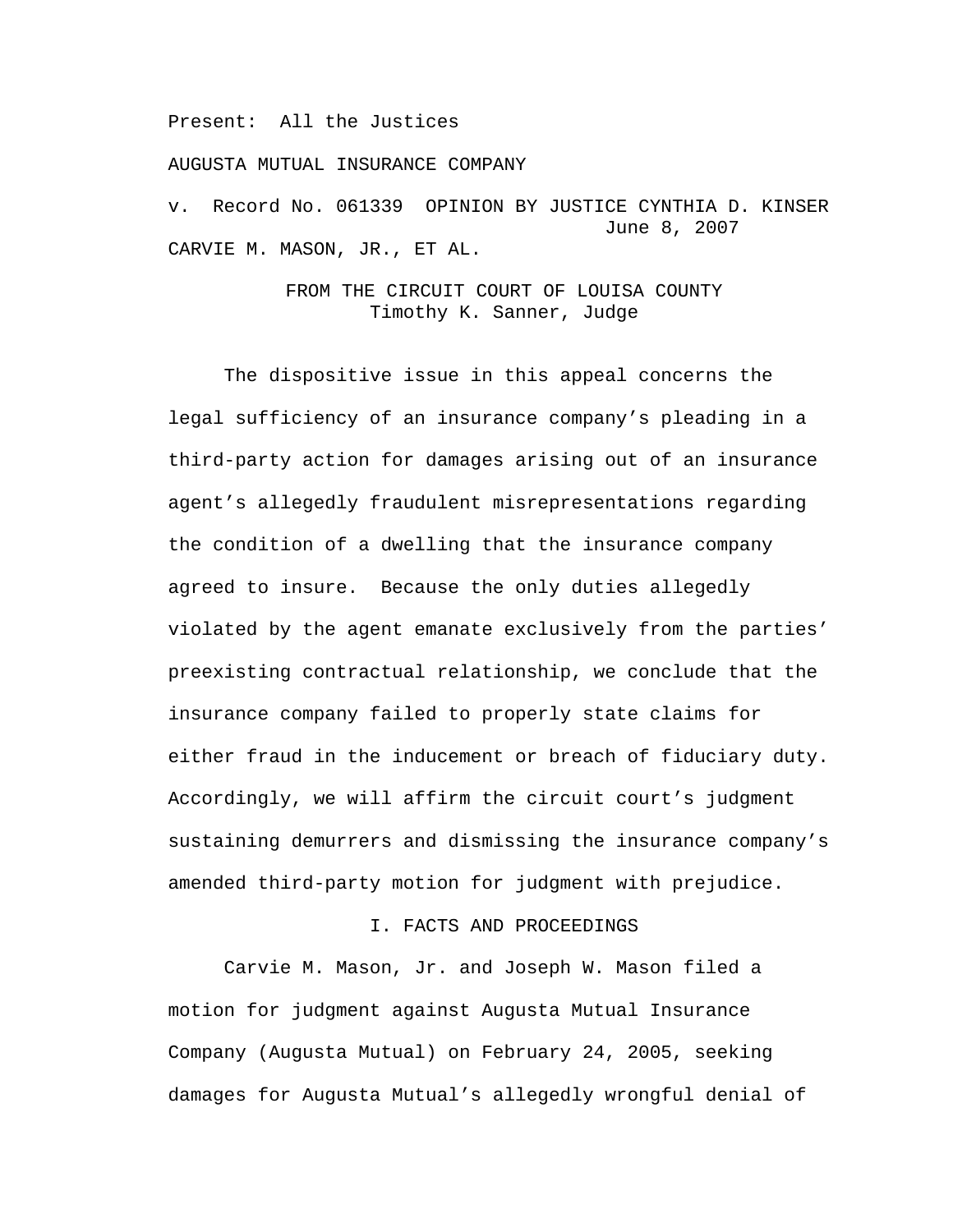Present: All the Justices

AUGUSTA MUTUAL INSURANCE COMPANY

v. Record No. 061339 OPINION BY JUSTICE CYNTHIA D. KINSER
June 8, 2007

CARVIE M. MASON, JR., ET AL.

FROM THE CIRCUIT COURT OF LOUISA COUNTY
Timothy K. Sanner, Judge

The dispositive issue in this appeal concerns the legal sufficiency of an insurance company's pleading in a third-party action for damages arising out of an insurance agent's allegedly fraudulent misrepresentations regarding the condition of a dwelling that the insurance company agreed to insure. Because the only duties allegedly violated by the agent emanate exclusively from the parties' preexisting contractual relationship, we conclude that the insurance company failed to properly state claims for either fraud in the inducement or breach of fiduciary duty. Accordingly, we will affirm the circuit court's judgment sustaining demurrers and dismissing the insurance company's amended third-party motion for judgment with prejudice.

## I. FACTS AND PROCEEDINGS

Carvie M. Mason, Jr. and Joseph W. Mason filed a motion for judgment against Augusta Mutual Insurance Company (Augusta Mutual) on February 24, 2005, seeking damages for Augusta Mutual's allegedly wrongful denial of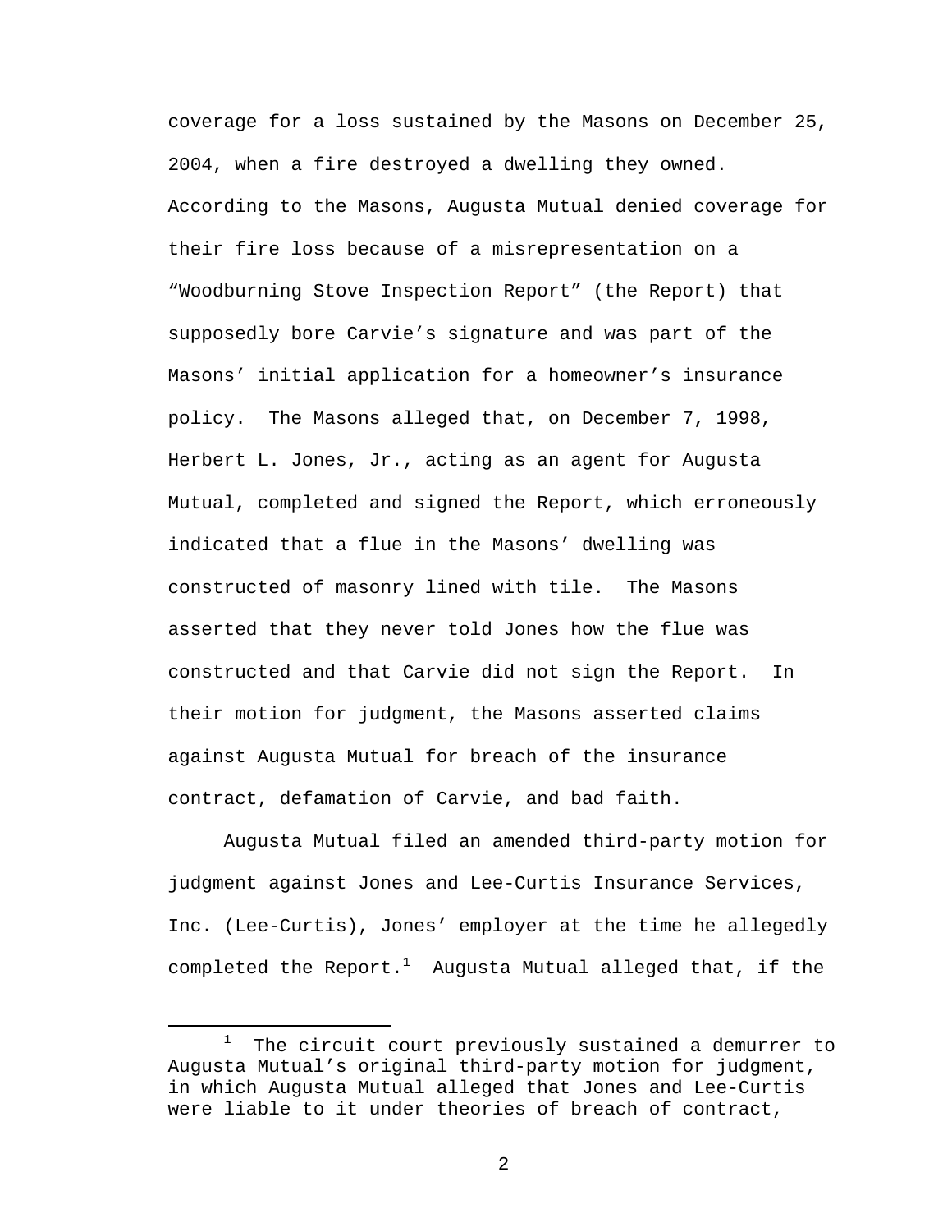coverage for a loss sustained by the Masons on December 25, 2004, when a fire destroyed a dwelling they owned. According to the Masons, Augusta Mutual denied coverage for their fire loss because of a misrepresentation on a "Woodburning Stove Inspection Report" (the Report) that supposedly bore Carvie's signature and was part of the Masons' initial application for a homeowner's insurance policy. The Masons alleged that, on December 7, 1998, Herbert L. Jones, Jr., acting as an agent for Augusta Mutual, completed and signed the Report, which erroneously indicated that a flue in the Masons' dwelling was constructed of masonry lined with tile. The Masons asserted that they never told Jones how the flue was constructed and that Carvie did not sign the Report. In their motion for judgment, the Masons asserted claims against Augusta Mutual for breach of the insurance contract, defamation of Carvie, and bad faith.

Augusta Mutual filed an amended third-party motion for judgment against Jones and Lee-Curtis Insurance Services, Inc. (Lee-Curtis), Jones' employer at the time he allegedly completed the Report.[1] Augusta Mutual alleged that, if the

[1] The circuit court previously sustained a demurrer to Augusta Mutual's original third-party motion for judgment, in which Augusta Mutual alleged that Jones and Lee-Curtis were liable to it under theories of breach of contract,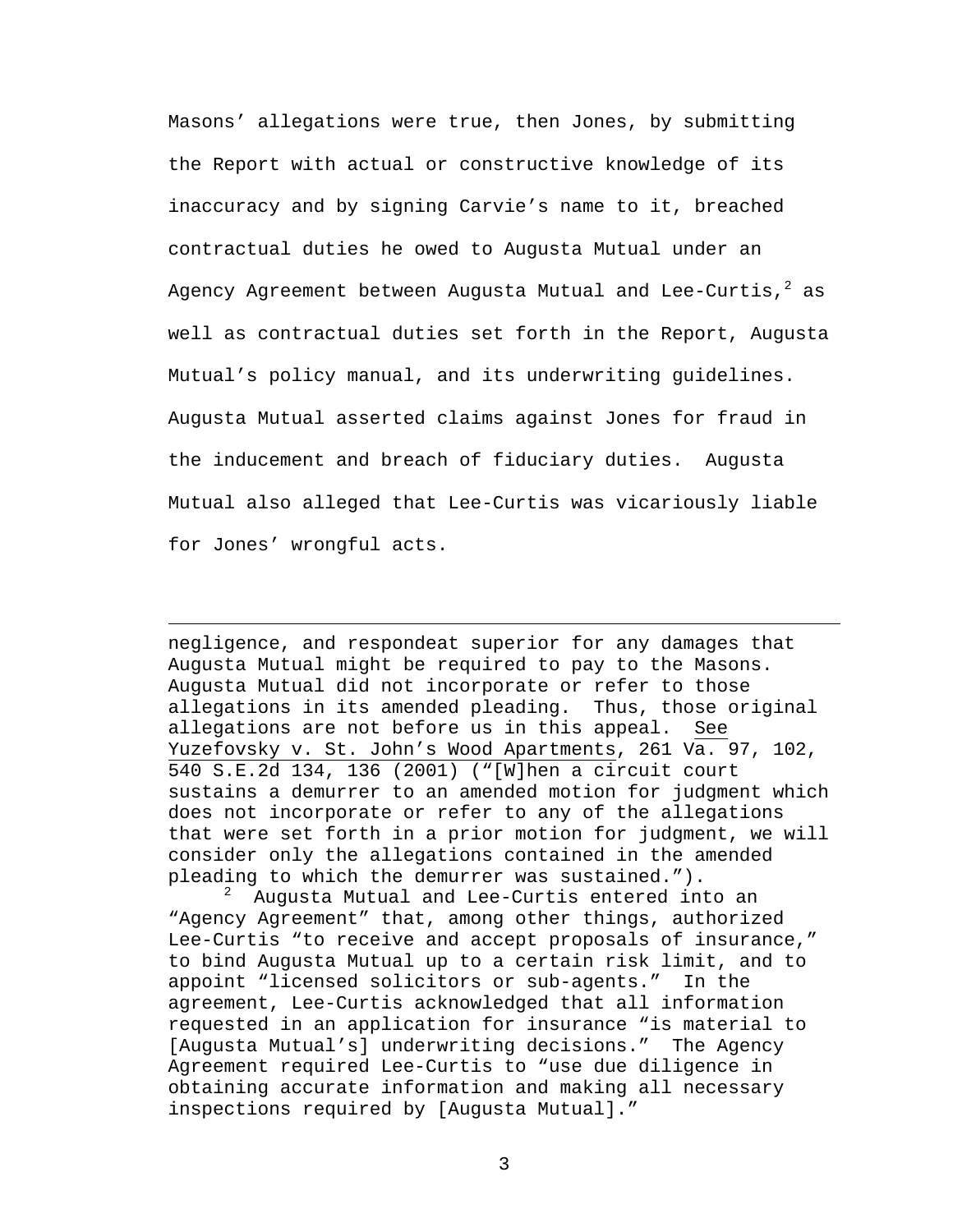Masons' allegations were true, then Jones, by submitting the Report with actual or constructive knowledge of its inaccuracy and by signing Carvie's name to it, breached contractual duties he owed to Augusta Mutual under an Agency Agreement between Augusta Mutual and Lee-Curtis,[2] as well as contractual duties set forth in the Report, Augusta Mutual's policy manual, and its underwriting guidelines. Augusta Mutual asserted claims against Jones for fraud in the inducement and breach of fiduciary duties. Augusta Mutual also alleged that Lee-Curtis was vicariously liable for Jones' wrongful acts.

---

negligence, and respondeat superior for any damages that Augusta Mutual might be required to pay to the Masons. Augusta Mutual did not incorporate or refer to those allegations in its amended pleading. Thus, those original allegations are not before us in this appeal. See Yuzefovsky v. St. John's Wood Apartments, 261 Va. 97, 102, 540 S.E.2d 134, 136 (2001) ("[W]hen a circuit court sustains a demurrer to an amended motion for judgment which does not incorporate or refer to any of the allegations that were set forth in a prior motion for judgment, we will consider only the allegations contained in the amended pleading to which the demurrer was sustained.").

[2] Augusta Mutual and Lee-Curtis entered into an "Agency Agreement" that, among other things, authorized Lee-Curtis "to receive and accept proposals of insurance," to bind Augusta Mutual up to a certain risk limit, and to appoint "licensed solicitors or sub-agents." In the agreement, Lee-Curtis acknowledged that all information requested in an application for insurance "is material to [Augusta Mutual's] underwriting decisions." The Agency Agreement required Lee-Curtis to "use due diligence in obtaining accurate information and making all necessary inspections required by [Augusta Mutual]."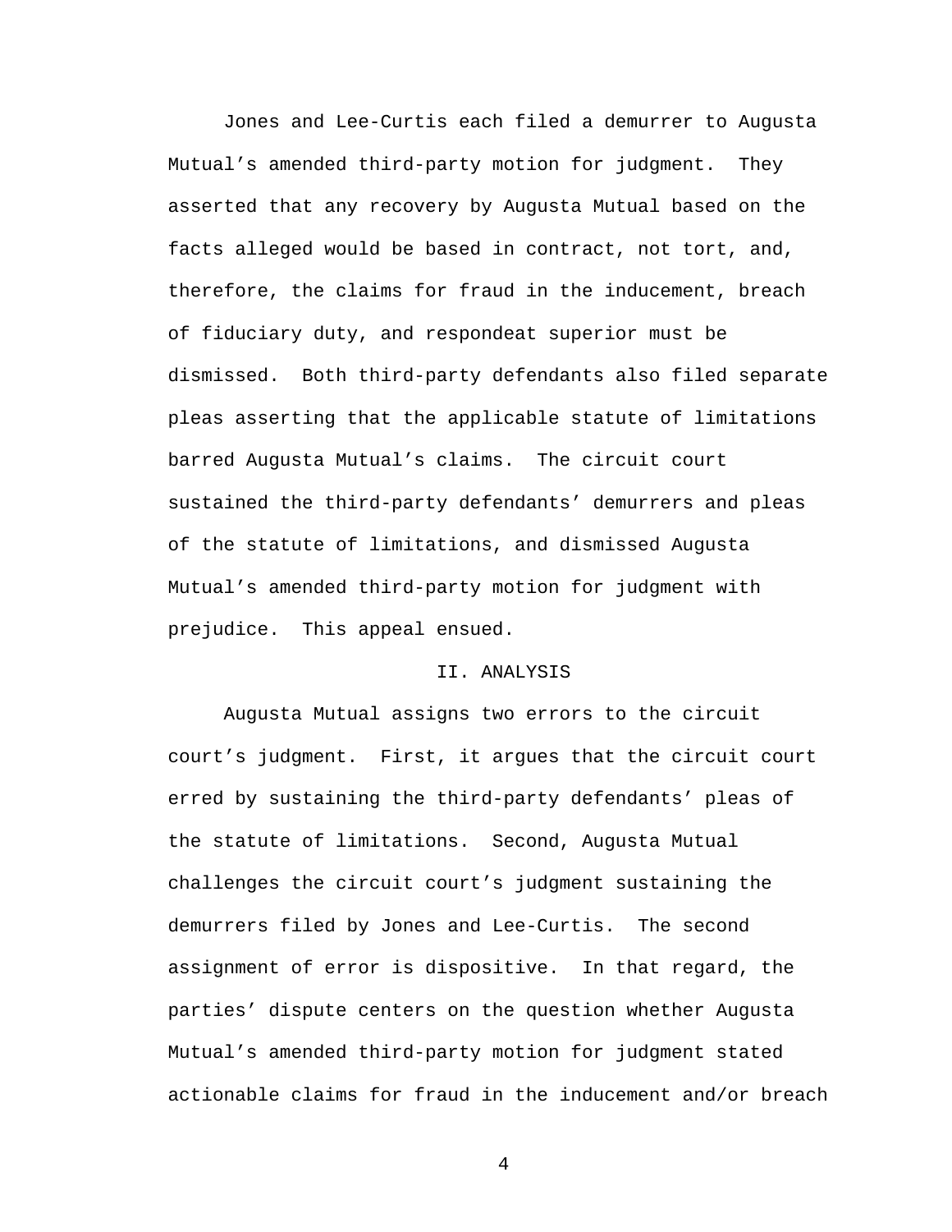Jones and Lee-Curtis each filed a demurrer to Augusta Mutual's amended third-party motion for judgment. They asserted that any recovery by Augusta Mutual based on the facts alleged would be based in contract, not tort, and, therefore, the claims for fraud in the inducement, breach of fiduciary duty, and respondeat superior must be dismissed. Both third-party defendants also filed separate pleas asserting that the applicable statute of limitations barred Augusta Mutual's claims. The circuit court sustained the third-party defendants' demurrers and pleas of the statute of limitations, and dismissed Augusta Mutual's amended third-party motion for judgment with prejudice. This appeal ensued.

## II. ANALYSIS

Augusta Mutual assigns two errors to the circuit court's judgment. First, it argues that the circuit court erred by sustaining the third-party defendants' pleas of the statute of limitations. Second, Augusta Mutual challenges the circuit court's judgment sustaining the demurrers filed by Jones and Lee-Curtis. The second assignment of error is dispositive. In that regard, the parties' dispute centers on the question whether Augusta Mutual's amended third-party motion for judgment stated actionable claims for fraud in the inducement and/or breach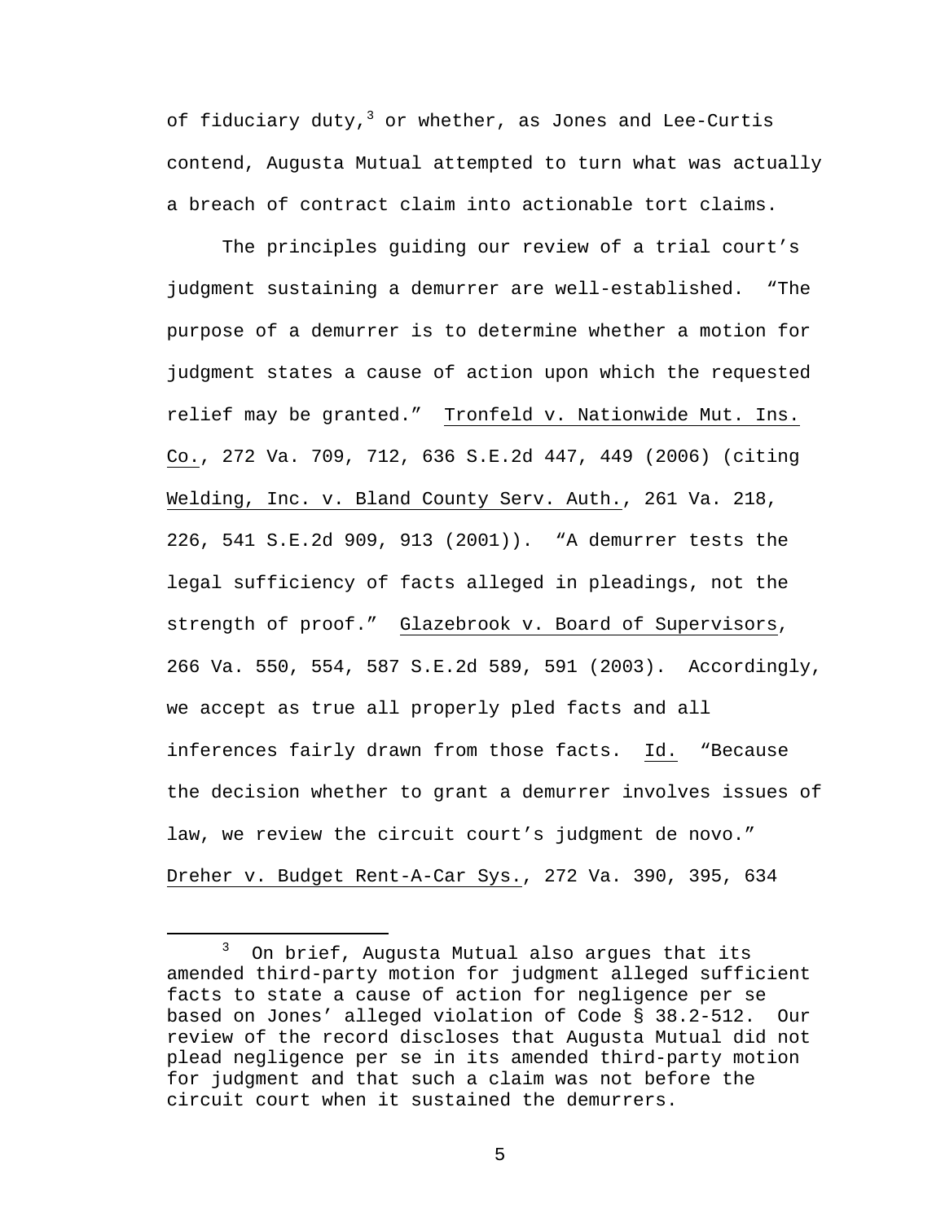of fiduciary duty,[3] or whether, as Jones and Lee-Curtis contend, Augusta Mutual attempted to turn what was actually a breach of contract claim into actionable tort claims.

The principles guiding our review of a trial court's judgment sustaining a demurrer are well-established. "The purpose of a demurrer is to determine whether a motion for judgment states a cause of action upon which the requested relief may be granted." Tronfeld v. Nationwide Mut. Ins. Co., 272 Va. 709, 712, 636 S.E.2d 447, 449 (2006) (citing Welding, Inc. v. Bland County Serv. Auth., 261 Va. 218, 226, 541 S.E.2d 909, 913 (2001)). "A demurrer tests the legal sufficiency of facts alleged in pleadings, not the strength of proof." Glazebrook v. Board of Supervisors, 266 Va. 550, 554, 587 S.E.2d 589, 591 (2003). Accordingly, we accept as true all properly pled facts and all inferences fairly drawn from those facts. Id. "Because the decision whether to grant a demurrer involves issues of law, we review the circuit court's judgment de novo." Dreher v. Budget Rent-A-Car Sys., 272 Va. 390, 395, 634

[3] On brief, Augusta Mutual also argues that its amended third-party motion for judgment alleged sufficient facts to state a cause of action for negligence per se based on Jones' alleged violation of Code § 38.2-512. Our review of the record discloses that Augusta Mutual did not plead negligence per se in its amended third-party motion for judgment and that such a claim was not before the circuit court when it sustained the demurrers.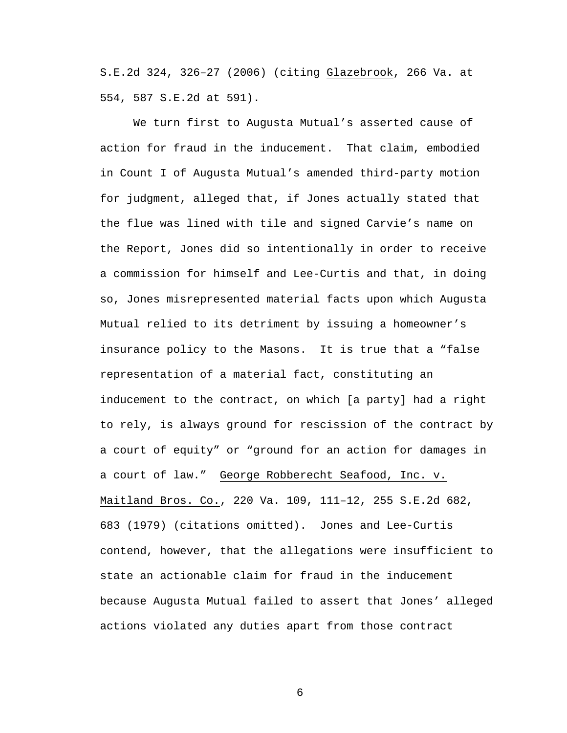S.E.2d 324, 326–27 (2006) (citing Glazebrook, 266 Va. at 554, 587 S.E.2d at 591).

We turn first to Augusta Mutual's asserted cause of action for fraud in the inducement. That claim, embodied in Count I of Augusta Mutual's amended third-party motion for judgment, alleged that, if Jones actually stated that the flue was lined with tile and signed Carvie's name on the Report, Jones did so intentionally in order to receive a commission for himself and Lee-Curtis and that, in doing so, Jones misrepresented material facts upon which Augusta Mutual relied to its detriment by issuing a homeowner's insurance policy to the Masons. It is true that a "false representation of a material fact, constituting an inducement to the contract, on which [a party] had a right to rely, is always ground for rescission of the contract by a court of equity" or "ground for an action for damages in a court of law." George Robberecht Seafood, Inc. v. Maitland Bros. Co., 220 Va. 109, 111–12, 255 S.E.2d 682, 683 (1979) (citations omitted). Jones and Lee-Curtis contend, however, that the allegations were insufficient to state an actionable claim for fraud in the inducement because Augusta Mutual failed to assert that Jones' alleged actions violated any duties apart from those contract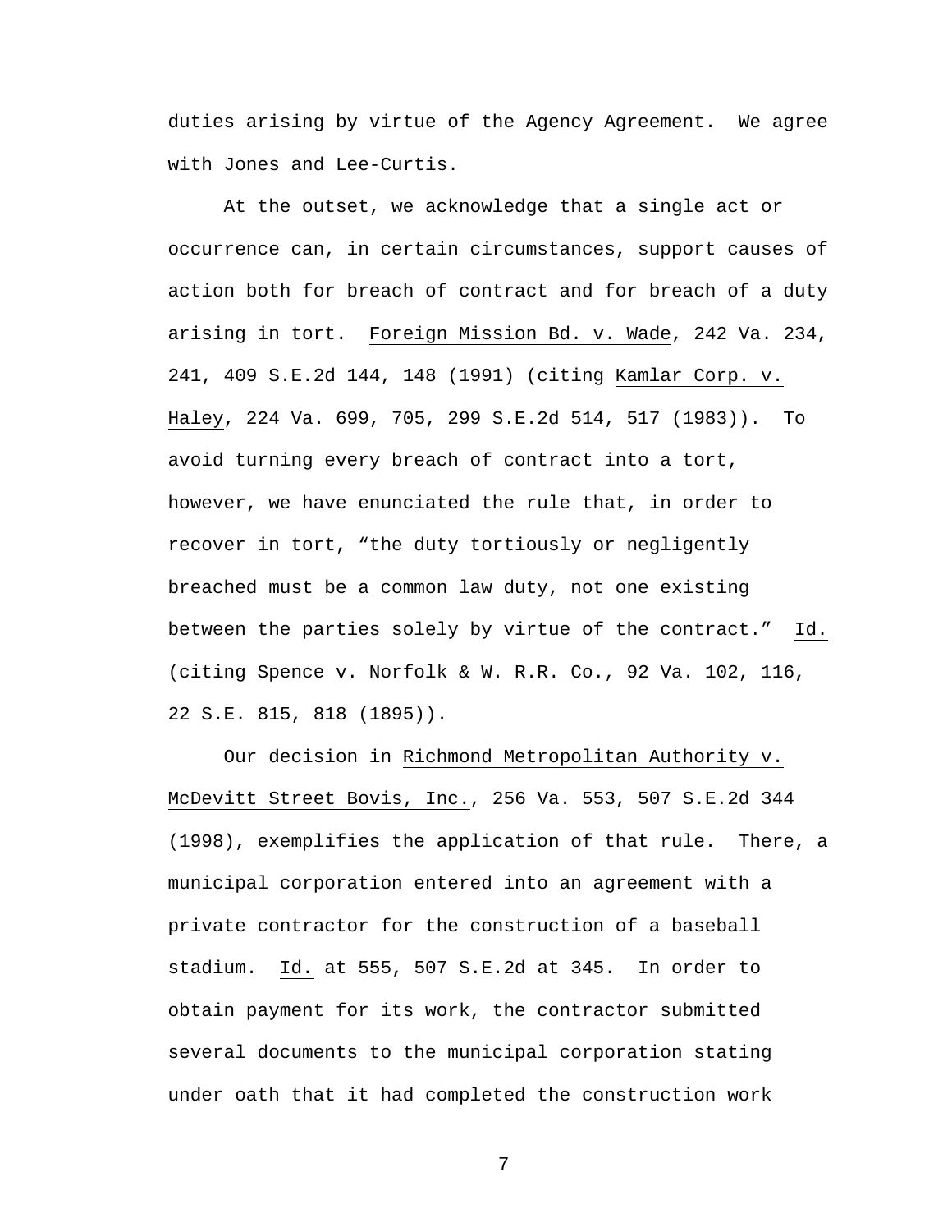duties arising by virtue of the Agency Agreement. We agree with Jones and Lee-Curtis.

At the outset, we acknowledge that a single act or occurrence can, in certain circumstances, support causes of action both for breach of contract and for breach of a duty arising in tort. Foreign Mission Bd. v. Wade, 242 Va. 234, 241, 409 S.E.2d 144, 148 (1991) (citing Kamlar Corp. v. Haley, 224 Va. 699, 705, 299 S.E.2d 514, 517 (1983)). To avoid turning every breach of contract into a tort, however, we have enunciated the rule that, in order to recover in tort, "the duty tortiously or negligently breached must be a common law duty, not one existing between the parties solely by virtue of the contract." Id. (citing Spence v. Norfolk & W. R.R. Co., 92 Va. 102, 116, 22 S.E. 815, 818 (1895)).

Our decision in Richmond Metropolitan Authority v. McDevitt Street Bovis, Inc., 256 Va. 553, 507 S.E.2d 344 (1998), exemplifies the application of that rule. There, a municipal corporation entered into an agreement with a private contractor for the construction of a baseball stadium. Id. at 555, 507 S.E.2d at 345. In order to obtain payment for its work, the contractor submitted several documents to the municipal corporation stating under oath that it had completed the construction work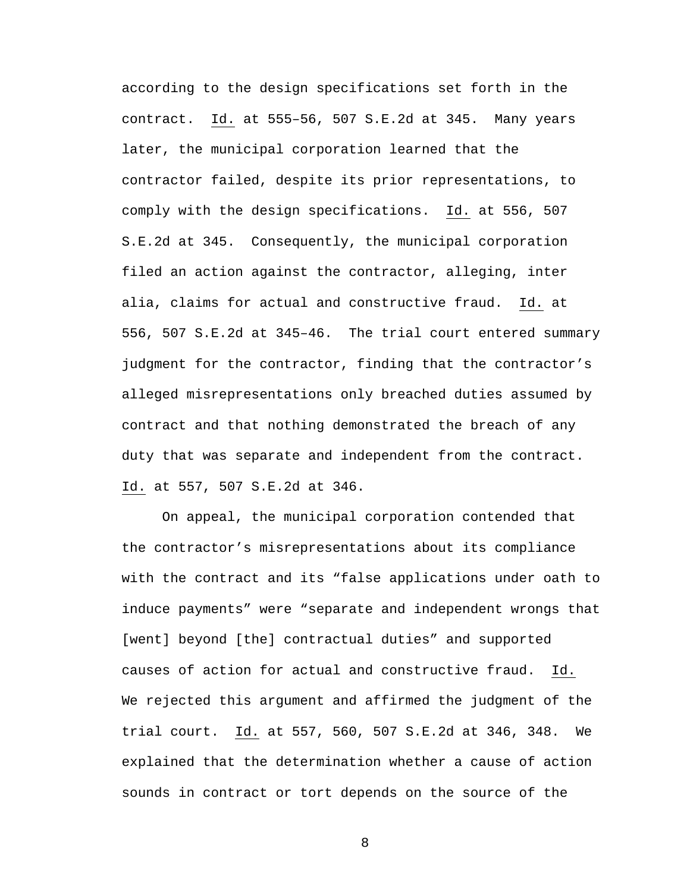according to the design specifications set forth in the contract. Id. at 555–56, 507 S.E.2d at 345. Many years later, the municipal corporation learned that the contractor failed, despite its prior representations, to comply with the design specifications. Id. at 556, 507 S.E.2d at 345. Consequently, the municipal corporation filed an action against the contractor, alleging, inter alia, claims for actual and constructive fraud. Id. at 556, 507 S.E.2d at 345–46. The trial court entered summary judgment for the contractor, finding that the contractor's alleged misrepresentations only breached duties assumed by contract and that nothing demonstrated the breach of any duty that was separate and independent from the contract. Id. at 557, 507 S.E.2d at 346.

On appeal, the municipal corporation contended that the contractor's misrepresentations about its compliance with the contract and its "false applications under oath to induce payments" were "separate and independent wrongs that [went] beyond [the] contractual duties" and supported causes of action for actual and constructive fraud. Id. We rejected this argument and affirmed the judgment of the trial court. Id. at 557, 560, 507 S.E.2d at 346, 348. We explained that the determination whether a cause of action sounds in contract or tort depends on the source of the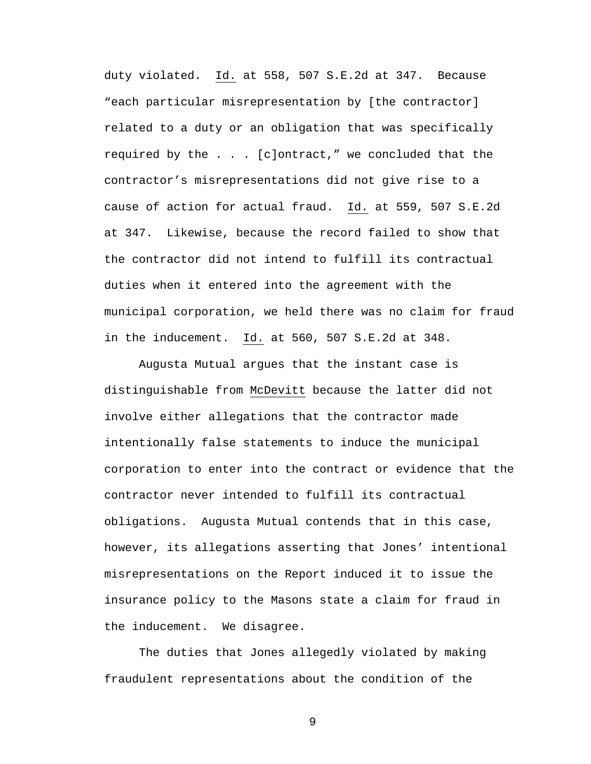duty violated. Id. at 558, 507 S.E.2d at 347. Because "each particular misrepresentation by [the contractor] related to a duty or an obligation that was specifically required by the . . . [c]ontract," we concluded that the contractor's misrepresentations did not give rise to a cause of action for actual fraud. Id. at 559, 507 S.E.2d at 347. Likewise, because the record failed to show that the contractor did not intend to fulfill its contractual duties when it entered into the agreement with the municipal corporation, we held there was no claim for fraud in the inducement. Id. at 560, 507 S.E.2d at 348.

Augusta Mutual argues that the instant case is distinguishable from McDevitt because the latter did not involve either allegations that the contractor made intentionally false statements to induce the municipal corporation to enter into the contract or evidence that the contractor never intended to fulfill its contractual obligations. Augusta Mutual contends that in this case, however, its allegations asserting that Jones' intentional misrepresentations on the Report induced it to issue the insurance policy to the Masons state a claim for fraud in the inducement. We disagree.

The duties that Jones allegedly violated by making fraudulent representations about the condition of the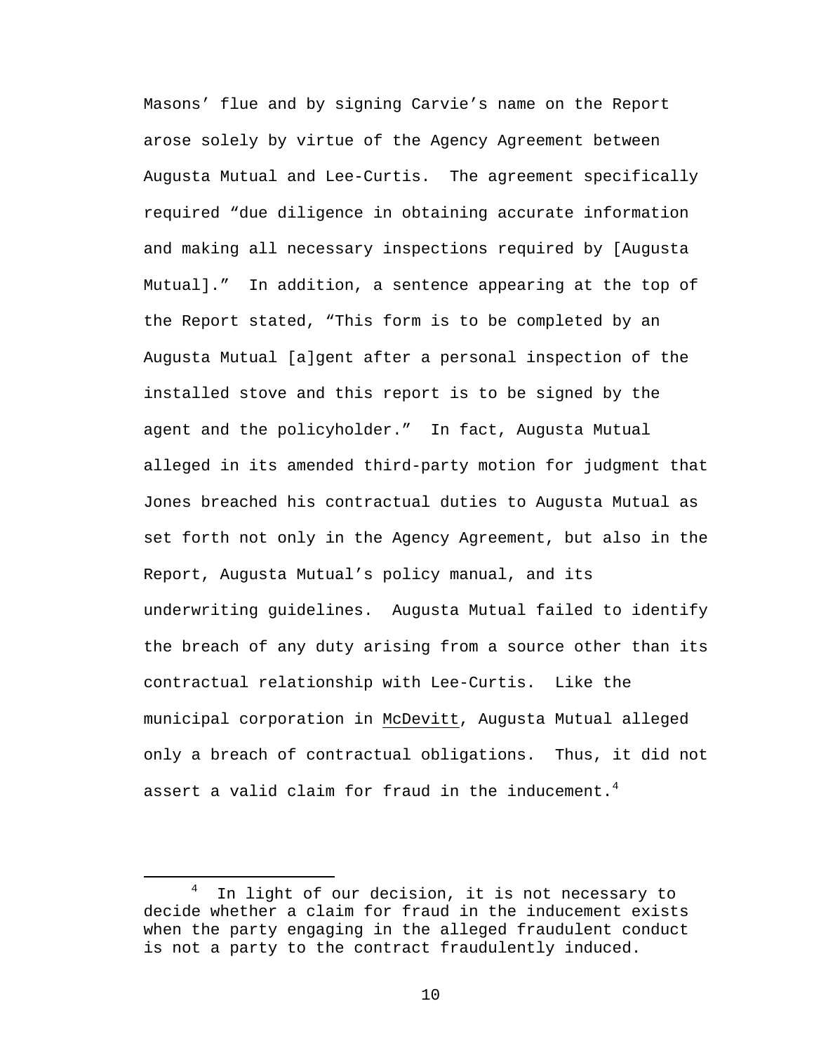Masons' flue and by signing Carvie's name on the Report arose solely by virtue of the Agency Agreement between Augusta Mutual and Lee-Curtis. The agreement specifically required "due diligence in obtaining accurate information and making all necessary inspections required by [Augusta Mutual]." In addition, a sentence appearing at the top of the Report stated, "This form is to be completed by an Augusta Mutual [a]gent after a personal inspection of the installed stove and this report is to be signed by the agent and the policyholder." In fact, Augusta Mutual alleged in its amended third-party motion for judgment that Jones breached his contractual duties to Augusta Mutual as set forth not only in the Agency Agreement, but also in the Report, Augusta Mutual's policy manual, and its underwriting guidelines. Augusta Mutual failed to identify the breach of any duty arising from a source other than its contractual relationship with Lee-Curtis. Like the municipal corporation in McDevitt, Augusta Mutual alleged only a breach of contractual obligations. Thus, it did not assert a valid claim for fraud in the inducement.[4]

[4] In light of our decision, it is not necessary to decide whether a claim for fraud in the inducement exists when the party engaging in the alleged fraudulent conduct is not a party to the contract fraudulently induced.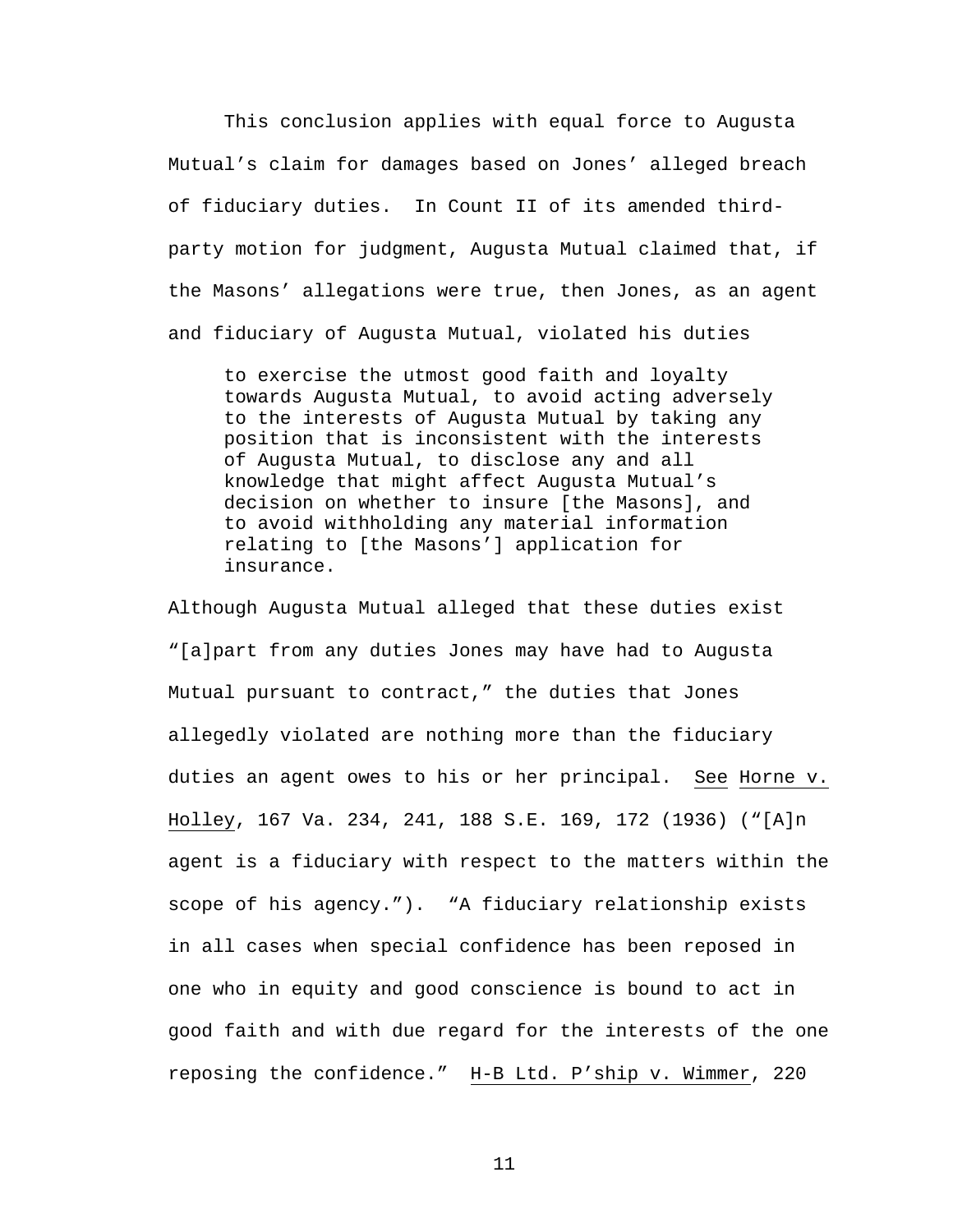This conclusion applies with equal force to Augusta Mutual's claim for damages based on Jones' alleged breach of fiduciary duties. In Count II of its amended third-party motion for judgment, Augusta Mutual claimed that, if the Masons' allegations were true, then Jones, as an agent and fiduciary of Augusta Mutual, violated his duties

> to exercise the utmost good faith and loyalty towards Augusta Mutual, to avoid acting adversely to the interests of Augusta Mutual by taking any position that is inconsistent with the interests of Augusta Mutual, to disclose any and all knowledge that might affect Augusta Mutual's decision on whether to insure [the Masons], and to avoid withholding any material information relating to [the Masons'] application for insurance.

Although Augusta Mutual alleged that these duties exist "[a]part from any duties Jones may have had to Augusta Mutual pursuant to contract," the duties that Jones allegedly violated are nothing more than the fiduciary duties an agent owes to his or her principal. See Horne v. Holley, 167 Va. 234, 241, 188 S.E. 169, 172 (1936) ("[A]n agent is a fiduciary with respect to the matters within the scope of his agency."). "A fiduciary relationship exists in all cases when special confidence has been reposed in one who in equity and good conscience is bound to act in good faith and with due regard for the interests of the one reposing the confidence." H-B Ltd. P'ship v. Wimmer, 220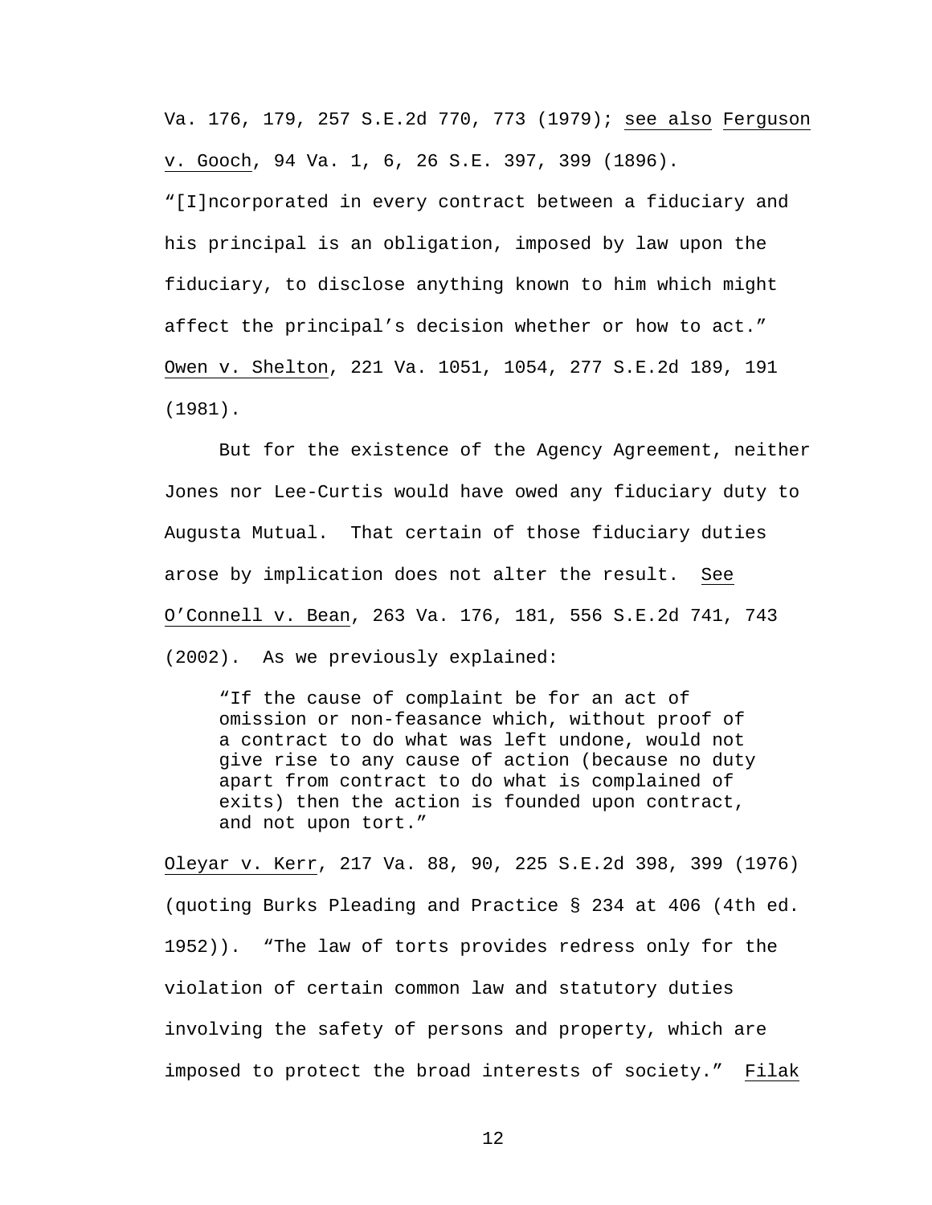Va. 176, 179, 257 S.E.2d 770, 773 (1979); <u>see also</u> <u>Ferguson v. Gooch</u>, 94 Va. 1, 6, 26 S.E. 397, 399 (1896). "[I]ncorporated in every contract between a fiduciary and his principal is an obligation, imposed by law upon the fiduciary, to disclose anything known to him which might affect the principal's decision whether or how to act." <u>Owen v. Shelton</u>, 221 Va. 1051, 1054, 277 S.E.2d 189, 191 (1981).

But for the existence of the Agency Agreement, neither Jones nor Lee-Curtis would have owed any fiduciary duty to Augusta Mutual. That certain of those fiduciary duties arose by implication does not alter the result. <u>See</u> <u>O'Connell v. Bean</u>, 263 Va. 176, 181, 556 S.E.2d 741, 743 (2002). As we previously explained:

> "If the cause of complaint be for an act of omission or non-feasance which, without proof of a contract to do what was left undone, would not give rise to any cause of action (because no duty apart from contract to do what is complained of exits) then the action is founded upon contract, and not upon tort."

<u>Oleyar v. Kerr</u>, 217 Va. 88, 90, 225 S.E.2d 398, 399 (1976) (quoting Burks Pleading and Practice § 234 at 406 (4th ed. 1952)). "The law of torts provides redress only for the violation of certain common law and statutory duties involving the safety of persons and property, which are imposed to protect the broad interests of society." <u>Filak</u>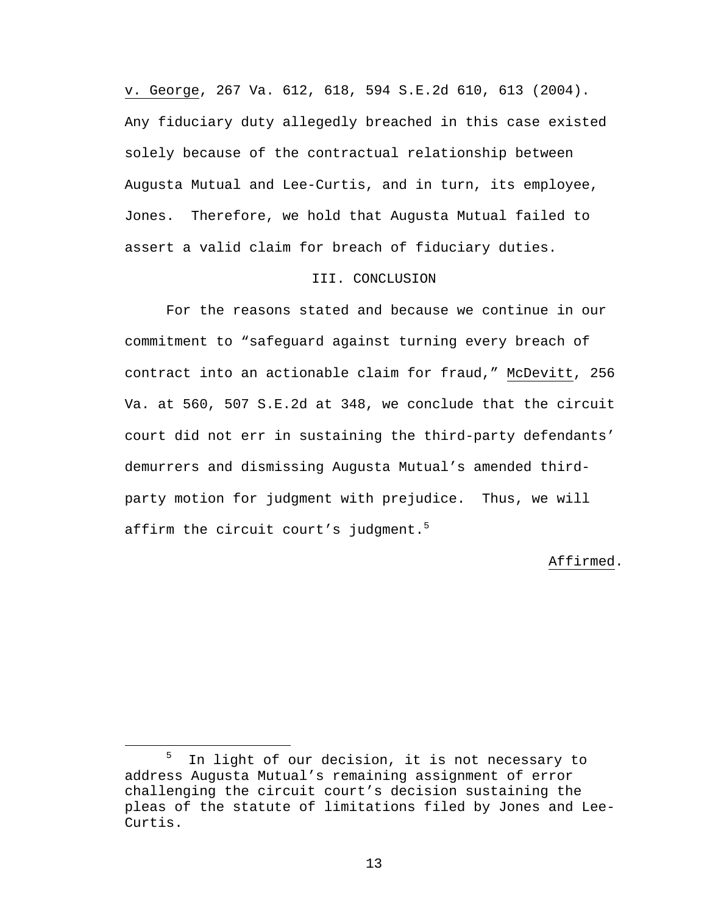v. George, 267 Va. 612, 618, 594 S.E.2d 610, 613 (2004). Any fiduciary duty allegedly breached in this case existed solely because of the contractual relationship between Augusta Mutual and Lee-Curtis, and in turn, its employee, Jones. Therefore, we hold that Augusta Mutual failed to assert a valid claim for breach of fiduciary duties.

## III. CONCLUSION

For the reasons stated and because we continue in our commitment to "safeguard against turning every breach of contract into an actionable claim for fraud," McDevitt, 256 Va. at 560, 507 S.E.2d at 348, we conclude that the circuit court did not err in sustaining the third-party defendants' demurrers and dismissing Augusta Mutual's amended third-party motion for judgment with prejudice. Thus, we will affirm the circuit court's judgment.[5]

Affirmed.

---

[5] In light of our decision, it is not necessary to address Augusta Mutual's remaining assignment of error challenging the circuit court's decision sustaining the pleas of the statute of limitations filed by Jones and Lee-Curtis.